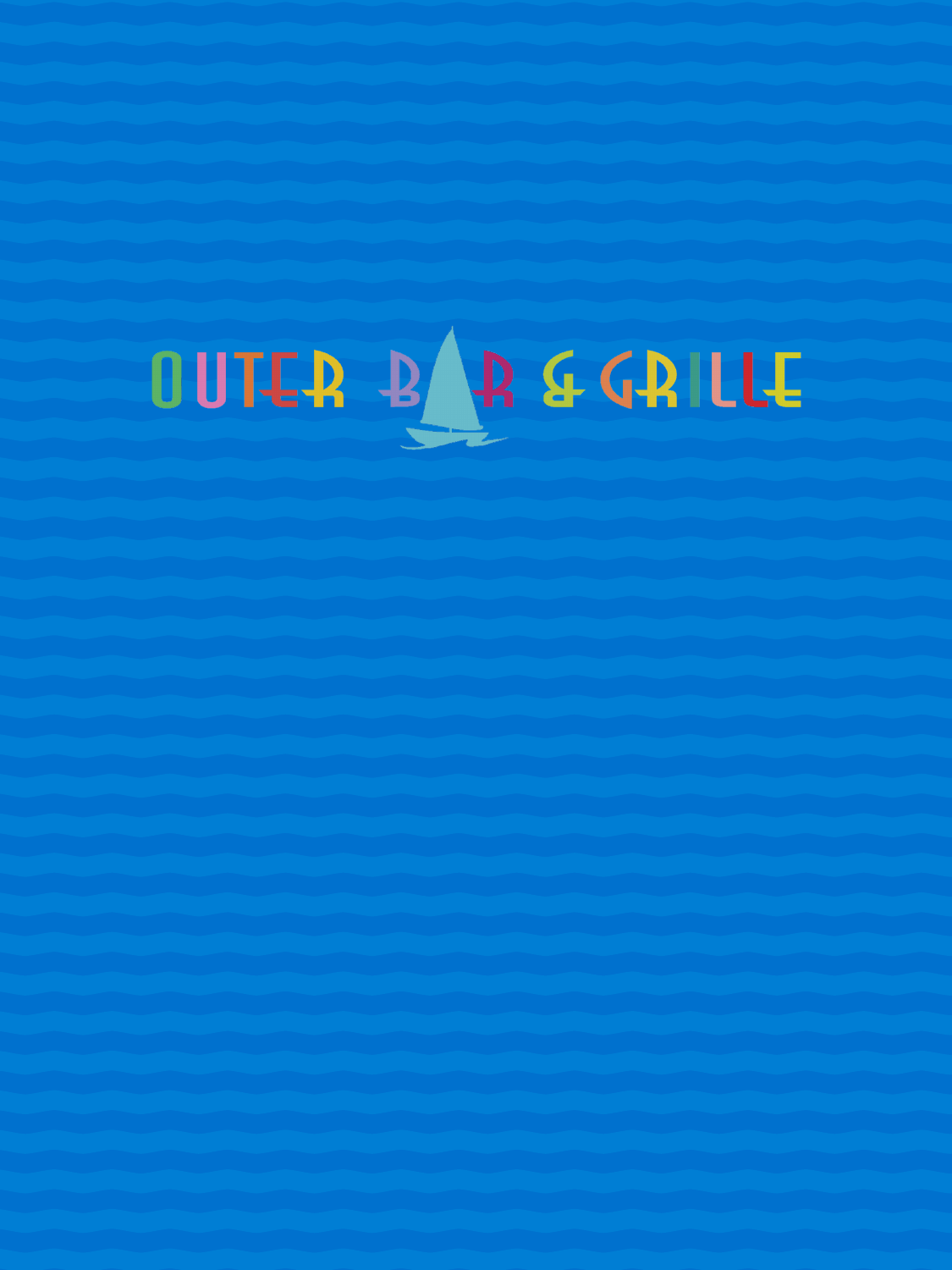# OUTER BAR & GRILLE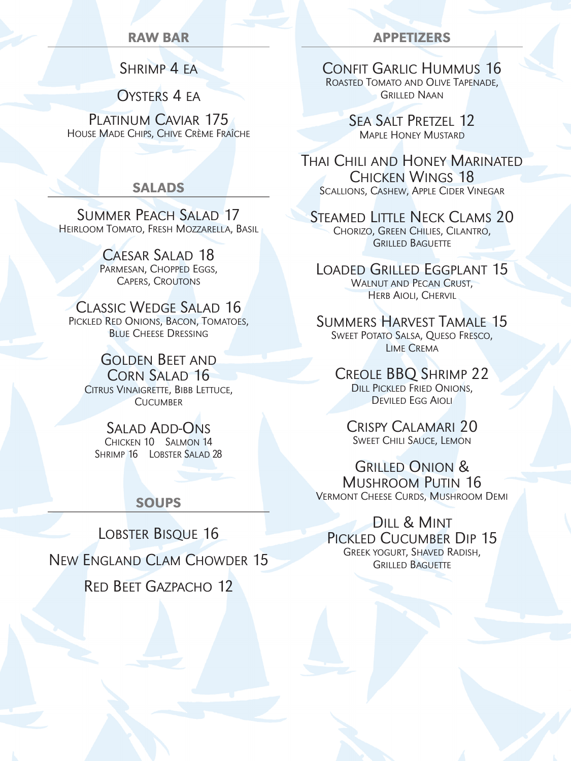## RAW BAR

Shrimp 4 ea

Oysters 4 ea

Platinum Caviar 175
House Made Chips, Chive Crème Fraîche

## SALADS

Summer Peach Salad 17
Heirloom Tomato, Fresh Mozzarella, Basil

Caesar Salad 18
Parmesan, Chopped Eggs, Capers, Croutons

Classic Wedge Salad 16
Pickled Red Onions, Bacon, Tomatoes, Blue Cheese Dressing

Golden Beet and Corn Salad 16
Citrus Vinaigrette, Bibb Lettuce, Cucumber

Salad Add-Ons
Chicken 10 Salmon 14
Shrimp 16 Lobster Salad 28

## SOUPS

Lobster Bisque 16

New England Clam Chowder 15

Red Beet Gazpacho 12

## APPETIZERS

Confit Garlic Hummus 16
Roasted Tomato and Olive Tapenade, Grilled Naan

Sea Salt Pretzel 12
Maple Honey Mustard

Thai Chili and Honey Marinated Chicken Wings 18
Scallions, Cashew, Apple Cider Vinegar

Steamed Little Neck Clams 20
Chorizo, Green Chilies, Cilantro, Grilled Baguette

Loaded Grilled Eggplant 15
Walnut and Pecan Crust, Herb Aioli, Chervil

Summers Harvest Tamale 15
Sweet Potato Salsa, Queso Fresco, Lime Crema

Creole BBQ Shrimp 22
Dill Pickled Fried Onions, Deviled Egg Aioli

Crispy Calamari 20
Sweet Chili Sauce, Lemon

Grilled Onion & Mushroom Putin 16
Vermont Cheese Curds, Mushroom Demi

Dill & Mint Pickled Cucumber Dip 15
Greek Yogurt, Shaved Radish, Grilled Baguette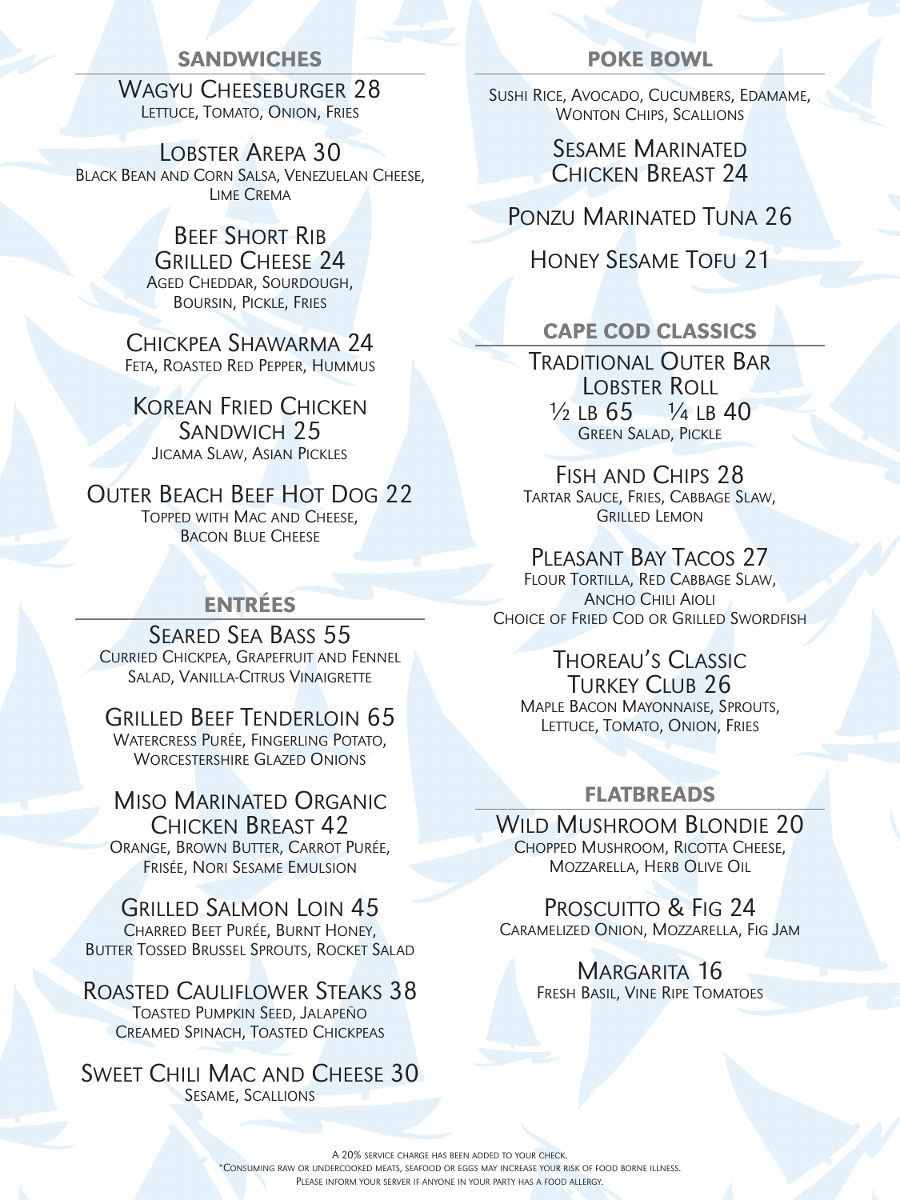## SANDWICHES

**Wagyu Cheeseburger 28**
Lettuce, Tomato, Onion, Fries

**Lobster Arepa 30**
Black Bean and Corn Salsa, Venezuelan Cheese, Lime Crema

**Beef Short Rib Grilled Cheese 24**
Aged Cheddar, Sourdough, Boursin, Pickle, Fries

**Chickpea Shawarma 24**
Feta, Roasted Red Pepper, Hummus

**Korean Fried Chicken Sandwich 25**
Jicama Slaw, Asian Pickles

**Outer Beach Beef Hot Dog 22**
Topped with Mac and Cheese, Bacon Blue Cheese

## ENTRÉES

**Seared Sea Bass 55**
Curried Chickpea, Grapefruit and Fennel Salad, Vanilla-Citrus Vinaigrette

**Grilled Beef Tenderloin 65**
Watercress Purée, Fingerling Potato, Worcestershire Glazed Onions

**Miso Marinated Organic Chicken Breast 42**
Orange, Brown Butter, Carrot Purée, Frisée, Nori Sesame Emulsion

**Grilled Salmon Loin 45**
Charred Beet Purée, Burnt Honey, Butter Tossed Brussel Sprouts, Rocket Salad

**Roasted Cauliflower Steaks 38**
Toasted Pumpkin Seed, Jalapeño Creamed Spinach, Toasted Chickpeas

**Sweet Chili Mac and Cheese 30**
Sesame, Scallions

## POKE BOWL

Sushi Rice, Avocado, Cucumbers, Edamame, Wonton Chips, Scallions

**Sesame Marinated Chicken Breast 24**

**Ponzu Marinated Tuna 26**

**Honey Sesame Tofu 21**

## CAPE COD CLASSICS

**Traditional Outer Bar Lobster Roll**
½ lb 65 ¼ lb 40
Green Salad, Pickle

**Fish and Chips 28**
Tartar Sauce, Fries, Cabbage Slaw, Grilled Lemon

**Pleasant Bay Tacos 27**
Flour Tortilla, Red Cabbage Slaw, Ancho Chili Aioli
Choice of Fried Cod or Grilled Swordfish

**Thoreau's Classic Turkey Club 26**
Maple Bacon Mayonnaise, Sprouts, Lettuce, Tomato, Onion, Fries

## FLATBREADS

**Wild Mushroom Blondie 20**
Chopped Mushroom, Ricotta Cheese, Mozzarella, Herb Olive Oil

**Proscuitto & Fig 24**
Caramelized Onion, Mozzarella, Fig Jam

**Margarita 16**
Fresh Basil, Vine Ripe Tomatoes

A 20% service charge has been added to your check.
*Consuming raw or undercooked meats, seafood or eggs may increase your risk of food borne illness.
Please inform your server if anyone in your party has a food allergy.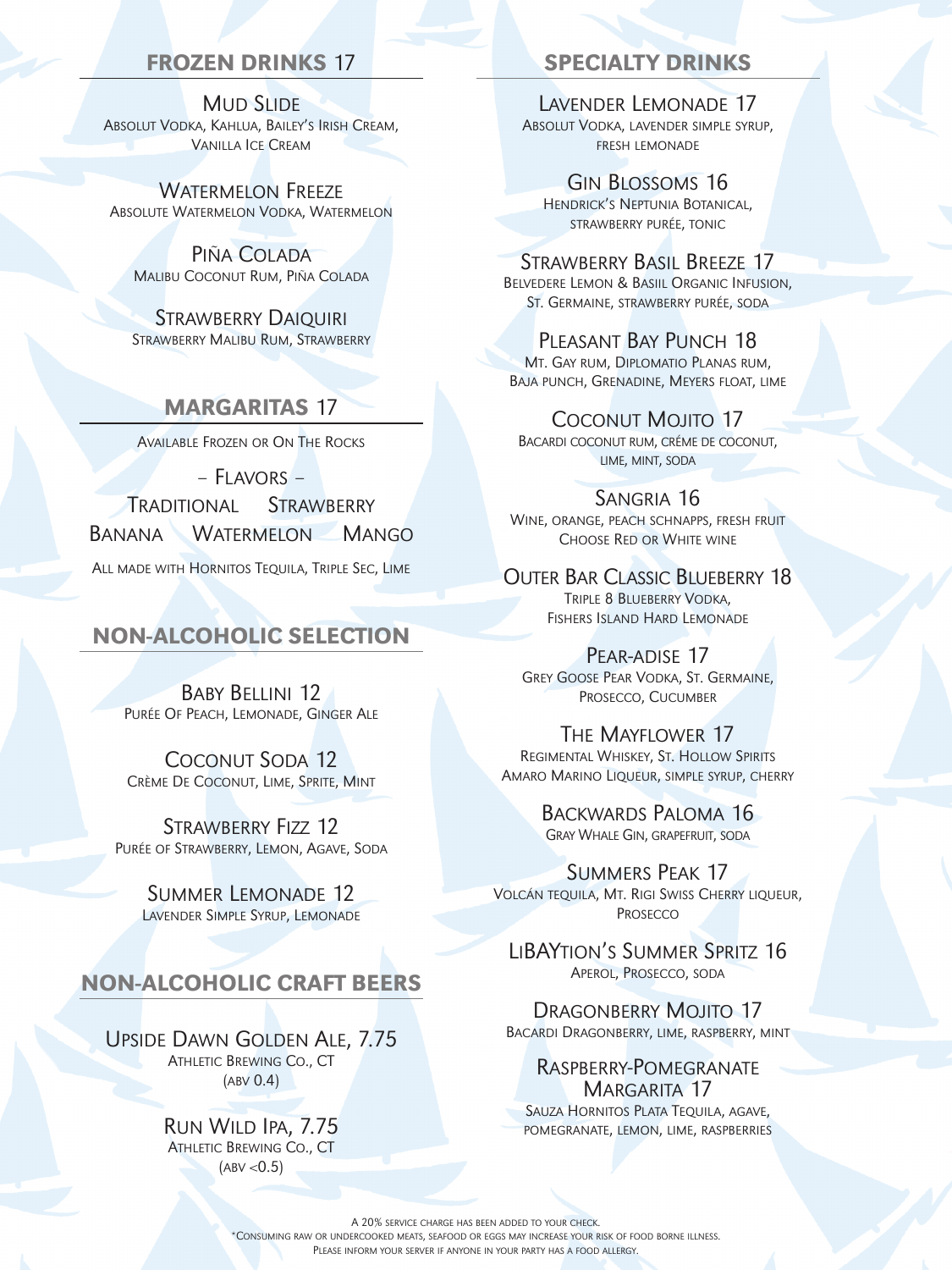## FROZEN DRINKS 17

**Mud Slide**
Absolut Vodka, Kahlua, Bailey's Irish Cream, Vanilla Ice Cream

**Watermelon Freeze**
Absolute Watermelon Vodka, Watermelon

**Piña Colada**
Malibu Coconut Rum, Piña Colada

**Strawberry Daiquiri**
Strawberry Malibu Rum, Strawberry

## MARGARITAS 17

Available Frozen or On The Rocks

– Flavors –

Traditional    Strawberry
Banana    Watermelon    Mango

All made with Hornitos Tequila, Triple Sec, Lime

## NON-ALCOHOLIC SELECTION

**Baby Bellini 12**
Purée Of Peach, Lemonade, Ginger Ale

**Coconut Soda 12**
Crème De Coconut, Lime, Sprite, Mint

**Strawberry Fizz 12**
Purée of Strawberry, Lemon, Agave, Soda

**Summer Lemonade 12**
Lavender Simple Syrup, Lemonade

## NON-ALCOHOLIC CRAFT BEERS

**Upside Dawn Golden Ale, 7.75**
Athletic Brewing Co., CT
(abv 0.4)

**Run Wild IPA, 7.75**
Athletic Brewing Co., CT
(abv <0.5)

## SPECIALTY DRINKS

**Lavender Lemonade 17**
Absolut Vodka, lavender simple syrup, fresh lemonade

**Gin Blossoms 16**
Hendrick's Neptunia Botanical, strawberry purée, tonic

**Strawberry Basil Breeze 17**
Belvedere Lemon & Basiil Organic Infusion, St. Germaine, strawberry purée, soda

**Pleasant Bay Punch 18**
Mt. Gay rum, Diplomatio Planas rum, Baja punch, Grenadine, Meyers float, lime

**Coconut Mojito 17**
Bacardi coconut rum, créme de coconut, lime, mint, soda

**Sangria 16**
Wine, orange, peach schnapps, fresh fruit
Choose Red or White wine

**Outer Bar Classic Blueberry 18**
Triple 8 Blueberry Vodka, Fishers Island Hard Lemonade

**Pear-adise 17**
Grey Goose Pear Vodka, St. Germaine, Prosecco, Cucumber

**The Mayflower 17**
Regimental Whiskey, St. Hollow Spirits Amaro Marino Liqueur, simple syrup, cherry

**Backwards Paloma 16**
Gray Whale Gin, grapefruit, soda

**Summers Peak 17**
Volcán tequila, Mt. Rigi Swiss Cherry liqueur, Prosecco

**LiBAYtion's Summer Spritz 16**
Aperol, Prosecco, soda

**Dragonberry Mojito 17**
Bacardi Dragonberry, lime, raspberry, mint

**Raspberry-Pomegranate Margarita 17**
Sauza Hornitos Plata Tequila, agave, pomegranate, lemon, lime, raspberries

A 20% service charge has been added to your check.
*Consuming raw or undercooked meats, seafood or eggs may increase your risk of food borne illness.
Please inform your server if anyone in your party has a food allergy.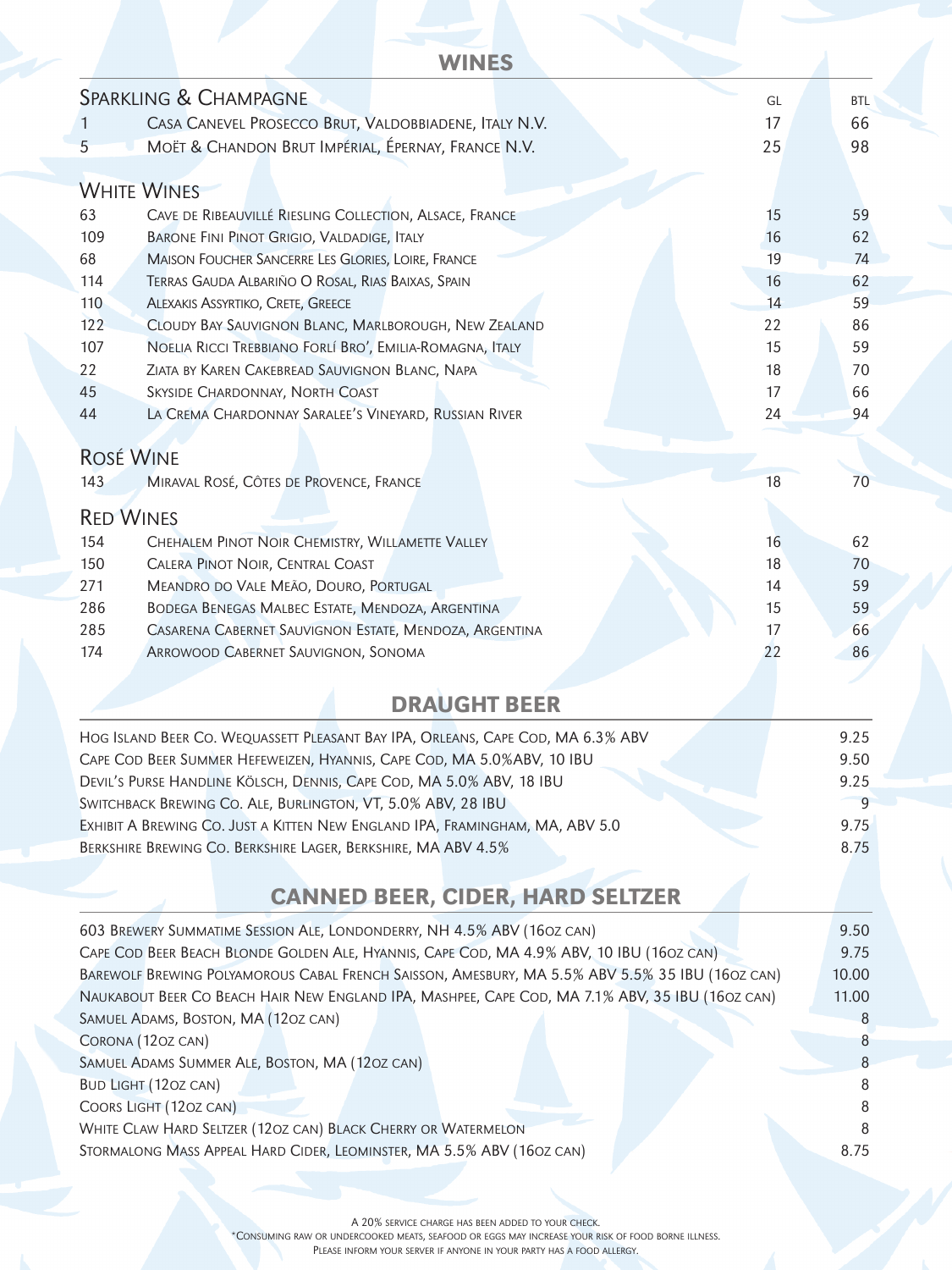# WINES

| | Sparkling & Champagne | GL | BTL |
|---|---|---|---|
| 1 | Casa Canevel Prosecco Brut, Valdobbiadene, Italy N.V. | 17 | 66 |
| 5 | Moët & Chandon Brut Impérial, Épernay, France N.V. | 25 | 98 |

## White Wines

| | | | |
|---|---|---|---|
| 63 | Cave de Ribeauvillé Riesling Collection, Alsace, France | 15 | 59 |
| 109 | Barone Fini Pinot Grigio, Valdadige, Italy | 16 | 62 |
| 68 | Maison Foucher Sancerre Les Glories, Loire, France | 19 | 74 |
| 114 | Terras Gauda Albariño O Rosal, Rias Baixas, Spain | 16 | 62 |
| 110 | Alexakis Assyrtiko, Crete, Greece | 14 | 59 |
| 122 | Cloudy Bay Sauvignon Blanc, Marlborough, New Zealand | 22 | 86 |
| 107 | Noelia Ricci Trebbiano Forlí Bro', Emilia-Romagna, Italy | 15 | 59 |
| 22 | Ziata by Karen Cakebread Sauvignon Blanc, Napa | 18 | 70 |
| 45 | Skyside Chardonnay, North Coast | 17 | 66 |
| 44 | La Crema Chardonnay Saralee's Vineyard, Russian River | 24 | 94 |

## Rosé Wine

| | | | |
|---|---|---|---|
| 143 | Miraval Rosé, Côtes de Provence, France | 18 | 70 |

## Red Wines

| | | | |
|---|---|---|---|
| 154 | Chehalem Pinot Noir Chemistry, Willamette Valley | 16 | 62 |
| 150 | Calera Pinot Noir, Central Coast | 18 | 70 |
| 271 | Meandro do Vale Meão, Douro, Portugal | 14 | 59 |
| 286 | Bodega Benegas Malbec Estate, Mendoza, Argentina | 15 | 59 |
| 285 | Casarena Cabernet Sauvignon Estate, Mendoza, Argentina | 17 | 66 |
| 174 | Arrowood Cabernet Sauvignon, Sonoma | 22 | 86 |

# DRAUGHT BEER

| | |
|---|---|
| Hog Island Beer Co. Wequassett Pleasant Bay IPA, Orleans, Cape Cod, MA 6.3% ABV | 9.25 |
| Cape Cod Beer Summer Hefeweizen, Hyannis, Cape Cod, MA 5.0%ABV, 10 IBU | 9.50 |
| Devil's Purse Handline Kölsch, Dennis, Cape Cod, MA 5.0% ABV, 18 IBU | 9.25 |
| Switchback Brewing Co. Ale, Burlington, VT, 5.0% ABV, 28 IBU | 9 |
| Exhibit A Brewing Co. Just a Kitten New England IPA, Framingham, MA, ABV 5.0 | 9.75 |
| Berkshire Brewing Co. Berkshire Lager, Berkshire, MA ABV 4.5% | 8.75 |

# CANNED BEER, CIDER, HARD SELTZER

| | |
|---|---|
| 603 Brewery Summatime Session Ale, Londonderry, NH 4.5% ABV (16oz can) | 9.50 |
| Cape Cod Beer Beach Blonde Golden Ale, Hyannis, Cape Cod, MA 4.9% ABV, 10 IBU (16oz can) | 9.75 |
| Barewolf Brewing Polyamorous Cabal French Saisson, Amesbury, MA 5.5% ABV 5.5% 35 IBU (16oz can) | 10.00 |
| Naukabout Beer Co Beach Hair New England IPA, Mashpee, Cape Cod, MA 7.1% ABV, 35 IBU (16oz can) | 11.00 |
| Samuel Adams, Boston, MA (12oz can) | 8 |
| Corona (12oz can) | 8 |
| Samuel Adams Summer Ale, Boston, MA (12oz can) | 8 |
| Bud Light (12oz can) | 8 |
| Coors Light (12oz can) | 8 |
| White Claw Hard Seltzer (12oz can) Black Cherry or Watermelon | 8 |
| Stormalong Mass Appeal Hard Cider, Leominster, MA 5.5% ABV (16oz can) | 8.75 |

A 20% service charge has been added to your check.
*Consuming raw or undercooked meats, seafood or eggs may increase your risk of food borne illness.
Please inform your server if anyone in your party has a food allergy.